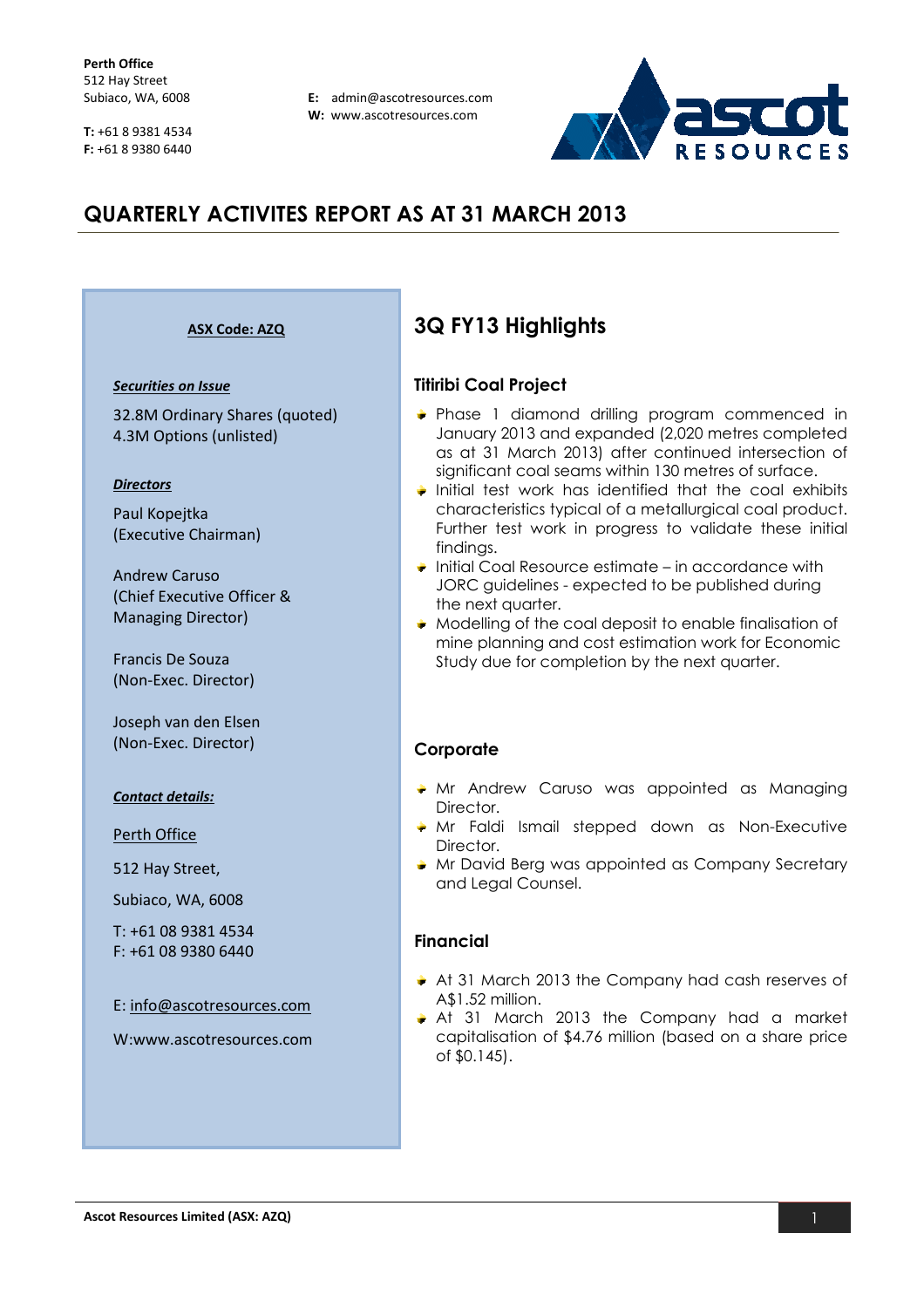**Perth Office**
512 Hay Street
Subiaco, WA, 6008

**T:** +61 8 9381 4534
**F:** +61 8 9380 6440

**E:** admin@ascotresources.com
**W:** www.ascotresources.com

# QUARTERLY ACTIVITES REPORT AS AT 31 MARCH 2013

**ASX Code: AZQ**

***Securities on Issue***

32.8M Ordinary Shares (quoted)
4.3M Options (unlisted)

***Directors***

Paul Kopejtka
(Executive Chairman)

Andrew Caruso
(Chief Executive Officer & Managing Director)

Francis De Souza
(Non-Exec. Director)

Joseph van den Elsen
(Non-Exec. Director)

***Contact details:***

Perth Office

512 Hay Street,

Subiaco, WA, 6008

T: +61 08 9381 4534
F: +61 08 9380 6440

E: info@ascotresources.com

W:www.ascotresources.com

## 3Q FY13 Highlights

### Titiribi Coal Project

- Phase 1 diamond drilling program commenced in January 2013 and expanded (2,020 metres completed as at 31 March 2013) after continued intersection of significant coal seams within 130 metres of surface.
- Initial test work has identified that the coal exhibits characteristics typical of a metallurgical coal product. Further test work in progress to validate these initial findings.
- Initial Coal Resource estimate – in accordance with JORC guidelines - expected to be published during the next quarter.
- Modelling of the coal deposit to enable finalisation of mine planning and cost estimation work for Economic Study due for completion by the next quarter.

### Corporate

- Mr Andrew Caruso was appointed as Managing Director.
- Mr Faldi Ismail stepped down as Non-Executive Director.
- Mr David Berg was appointed as Company Secretary and Legal Counsel.

### Financial

- At 31 March 2013 the Company had cash reserves of A$1.52 million.
- At 31 March 2013 the Company had a market capitalisation of $4.76 million (based on a share price of $0.145).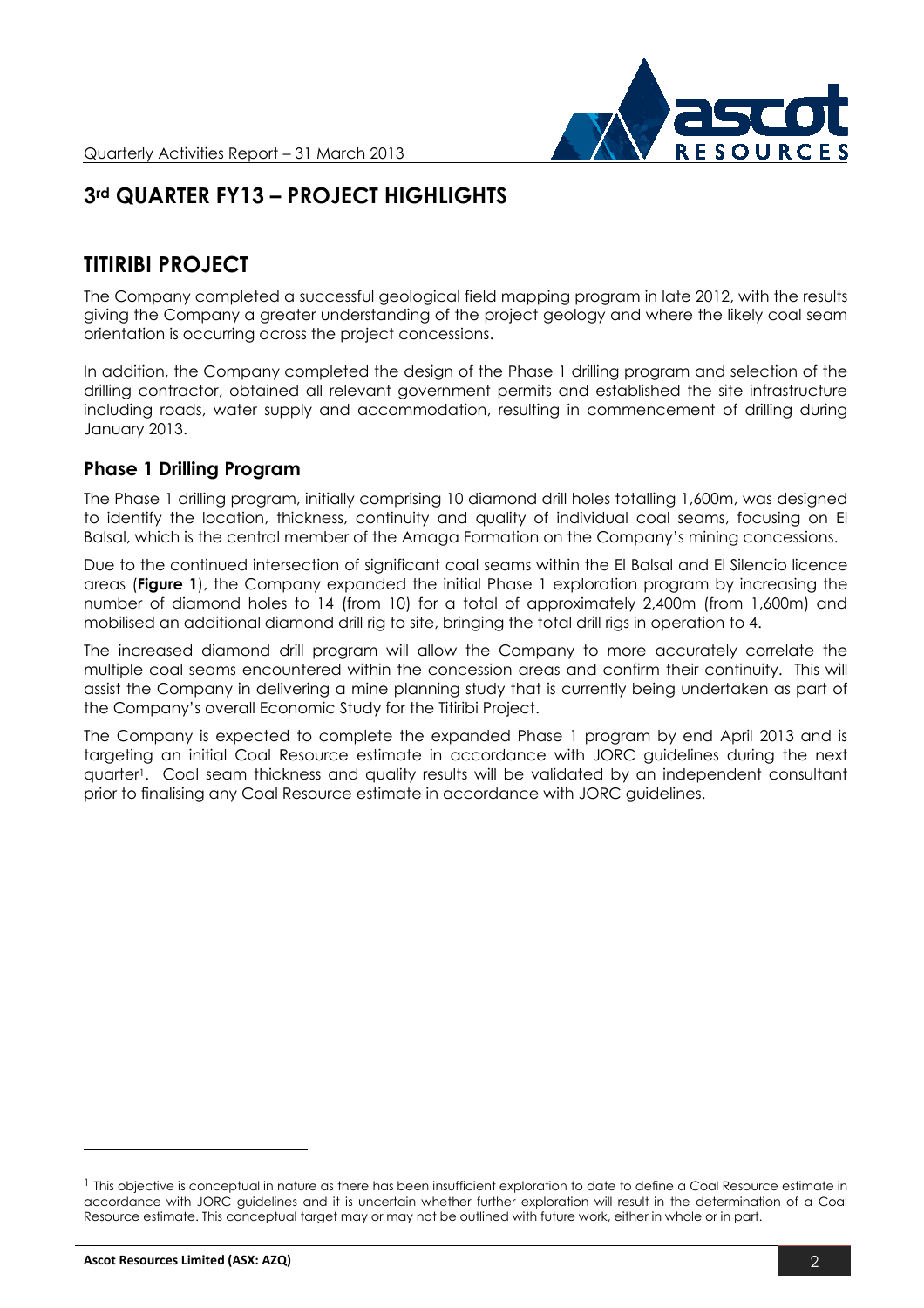# 3rd QUARTER FY13 – PROJECT HIGHLIGHTS

## TITIRIBI PROJECT

The Company completed a successful geological field mapping program in late 2012, with the results giving the Company a greater understanding of the project geology and where the likely coal seam orientation is occurring across the project concessions.

In addition, the Company completed the design of the Phase 1 drilling program and selection of the drilling contractor, obtained all relevant government permits and established the site infrastructure including roads, water supply and accommodation, resulting in commencement of drilling during January 2013.

### Phase 1 Drilling Program

The Phase 1 drilling program, initially comprising 10 diamond drill holes totalling 1,600m, was designed to identify the location, thickness, continuity and quality of individual coal seams, focusing on El Balsal, which is the central member of the Amaga Formation on the Company's mining concessions.

Due to the continued intersection of significant coal seams within the El Balsal and El Silencio licence areas (**Figure 1**), the Company expanded the initial Phase 1 exploration program by increasing the number of diamond holes to 14 (from 10) for a total of approximately 2,400m (from 1,600m) and mobilised an additional diamond drill rig to site, bringing the total drill rigs in operation to 4.

The increased diamond drill program will allow the Company to more accurately correlate the multiple coal seams encountered within the concession areas and confirm their continuity. This will assist the Company in delivering a mine planning study that is currently being undertaken as part of the Company's overall Economic Study for the Titiribi Project.

The Company is expected to complete the expanded Phase 1 program by end April 2013 and is targeting an initial Coal Resource estimate in accordance with JORC guidelines during the next quarter[1]. Coal seam thickness and quality results will be validated by an independent consultant prior to finalising any Coal Resource estimate in accordance with JORC guidelines.

[1] This objective is conceptual in nature as there has been insufficient exploration to date to define a Coal Resource estimate in accordance with JORC guidelines and it is uncertain whether further exploration will result in the determination of a Coal Resource estimate. This conceptual target may or may not be outlined with future work, either in whole or in part.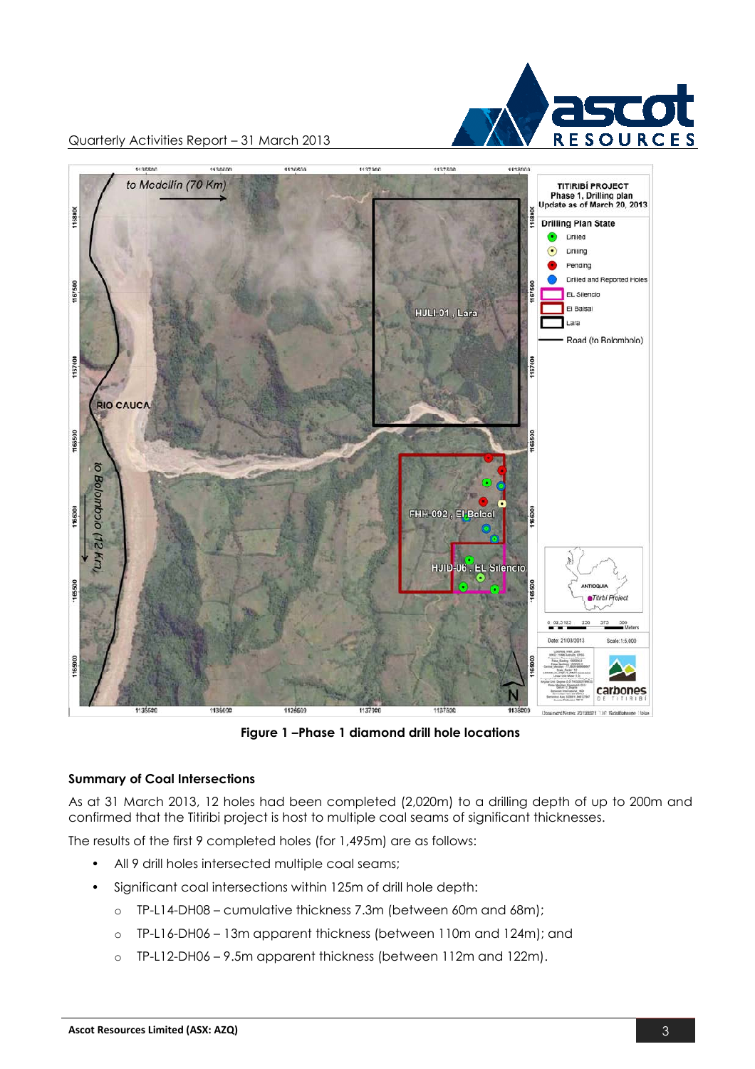**Figure 1 –Phase 1 diamond drill hole locations**

### Summary of Coal Intersections

As at 31 March 2013, 12 holes had been completed (2,020m) to a drilling depth of up to 200m and confirmed that the Titiribi project is host to multiple coal seams of significant thicknesses.

The results of the first 9 completed holes (for 1,495m) are as follows:

- All 9 drill holes intersected multiple coal seams;
- Significant coal intersections within 125m of drill hole depth:
  - TP-L14-DH08 – cumulative thickness 7.3m (between 60m and 68m);
  - TP-L16-DH06 – 13m apparent thickness (between 110m and 124m); and
  - TP-L12-DH06 – 9.5m apparent thickness (between 112m and 122m).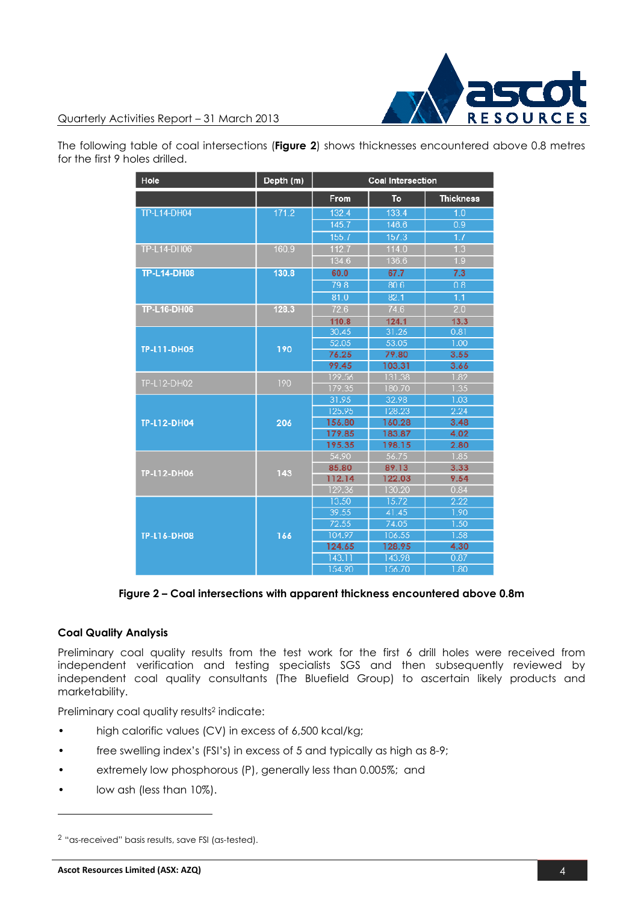The following table of coal intersections (**Figure 2**) shows thicknesses encountered above 0.8 metres for the first 9 holes drilled.

| Hole | Depth (m) | Coal Intersection | | |
|---|---|---|---|---|
| | | From | To | Thickness |
| TP-L14-DH04 | 171.2 | 132.4 | 133.4 | 1.0 |
| | | 145.7 | 146.6 | 0.9 |
| | | 155.7 | 157.3 | 1.7 |
| TP-L14-DH06 | 160.9 | 112.7 | 114.0 | 1.3 |
| | | 134.6 | 136.6 | 1.9 |
| **TP-L14-DH08** | **130.8** | **60.0** | **67.7** | **7.3** |
| | | 79.8 | 80.6 | 0.8 |
| | | 81.0 | 82.1 | 1.1 |
| **TP-L16-DH06** | **128.3** | 72.6 | 74.6 | 2.0 |
| | | **110.8** | **124.1** | **13.3** |
| **TP-L11-DH05** | **190** | 30.45 | 31.26 | 0.81 |
| | | 52.05 | 53.05 | 1.00 |
| | | **76.25** | **79.80** | **3.55** |
| | | **99.45** | **103.31** | **3.66** |
| TP-L12-DH02 | 190 | 129.56 | 131.38 | 1.82 |
| | | 179.35 | 180.70 | 1.35 |
| **TP-L12-DH04** | **206** | 31.95 | 32.98 | 1.03 |
| | | 125.95 | 128.23 | 2.24 |
| | | **156.80** | **160.28** | **3.48** |
| | | **179.85** | **183.87** | **4.02** |
| | | **195.35** | **198.15** | **2.80** |
| **TP-L12-DH06** | **143** | 54.90 | 56.75 | 1.85 |
| | | **85.80** | **89.13** | **3.33** |
| | | **112.14** | **122.03** | **9.54** |
| | | 129.36 | 130.20 | 0.84 |
| **TP-L16-DH08** | **166** | 13.50 | 15.72 | 2.22 |
| | | 39.55 | 41.45 | 1.90 |
| | | 72.55 | 74.05 | 1.50 |
| | | 104.97 | 106.55 | 1.58 |
| | | **124.65** | **128.95** | **4.30** |
| | | 143.11 | 143.98 | 0.87 |
| | | 154.90 | 156.70 | 1.80 |

**Figure 2 – Coal intersections with apparent thickness encountered above 0.8m**

### Coal Quality Analysis

Preliminary coal quality results from the test work for the first 6 drill holes were received from independent verification and testing specialists SGS and then subsequently reviewed by independent coal quality consultants (The Bluefield Group) to ascertain likely products and marketability.

Preliminary coal quality results[2] indicate:

- high calorific values (CV) in excess of 6,500 kcal/kg;
- free swelling index's (FSI's) in excess of 5 and typically as high as 8-9;
- extremely low phosphorous (P), generally less than 0.005%; and
- low ash (less than 10%).

[2] "as-received" basis results, save FSI (as-tested).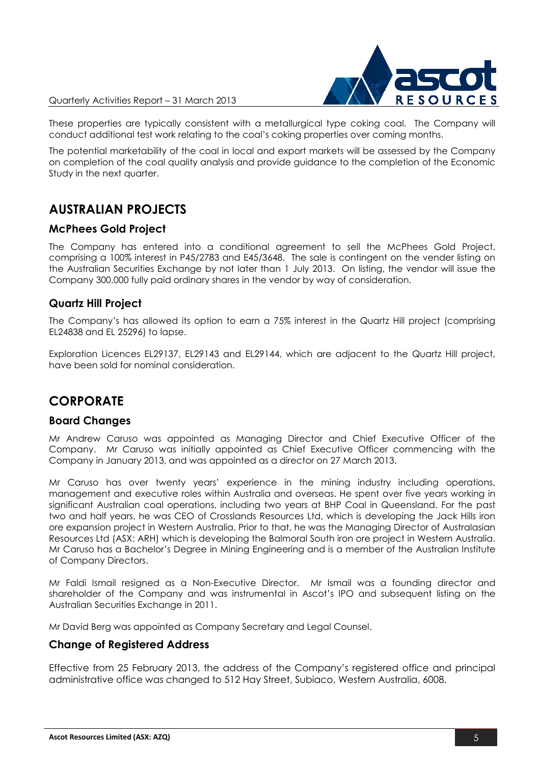These properties are typically consistent with a metallurgical type coking coal. The Company will conduct additional test work relating to the coal's coking properties over coming months.

The potential marketability of the coal in local and export markets will be assessed by the Company on completion of the coal quality analysis and provide guidance to the completion of the Economic Study in the next quarter.

## AUSTRALIAN PROJECTS

### McPhees Gold Project

The Company has entered into a conditional agreement to sell the McPhees Gold Project, comprising a 100% interest in P45/2783 and E45/3648. The sale is contingent on the vender listing on the Australian Securities Exchange by not later than 1 July 2013. On listing, the vendor will issue the Company 300,000 fully paid ordinary shares in the vendor by way of consideration.

### Quartz Hill Project

The Company's has allowed its option to earn a 75% interest in the Quartz Hill project (comprising EL24838 and EL 25296) to lapse.

Exploration Licences EL29137, EL29143 and EL29144, which are adjacent to the Quartz Hill project, have been sold for nominal consideration.

## CORPORATE

### Board Changes

Mr Andrew Caruso was appointed as Managing Director and Chief Executive Officer of the Company. Mr Caruso was initially appointed as Chief Executive Officer commencing with the Company in January 2013, and was appointed as a director on 27 March 2013.

Mr Caruso has over twenty years' experience in the mining industry including operations, management and executive roles within Australia and overseas. He spent over five years working in significant Australian coal operations, including two years at BHP Coal in Queensland. For the past two and half years, he was CEO of Crosslands Resources Ltd, which is developing the Jack Hills iron ore expansion project in Western Australia. Prior to that, he was the Managing Director of Australasian Resources Ltd (ASX: ARH) which is developing the Balmoral South iron ore project in Western Australia. Mr Caruso has a Bachelor's Degree in Mining Engineering and is a member of the Australian Institute of Company Directors.

Mr Faldi Ismail resigned as a Non-Executive Director. Mr Ismail was a founding director and shareholder of the Company and was instrumental in Ascot's IPO and subsequent listing on the Australian Securities Exchange in 2011.

Mr David Berg was appointed as Company Secretary and Legal Counsel.

### Change of Registered Address

Effective from 25 February 2013, the address of the Company's registered office and principal administrative office was changed to 512 Hay Street, Subiaco, Western Australia, 6008.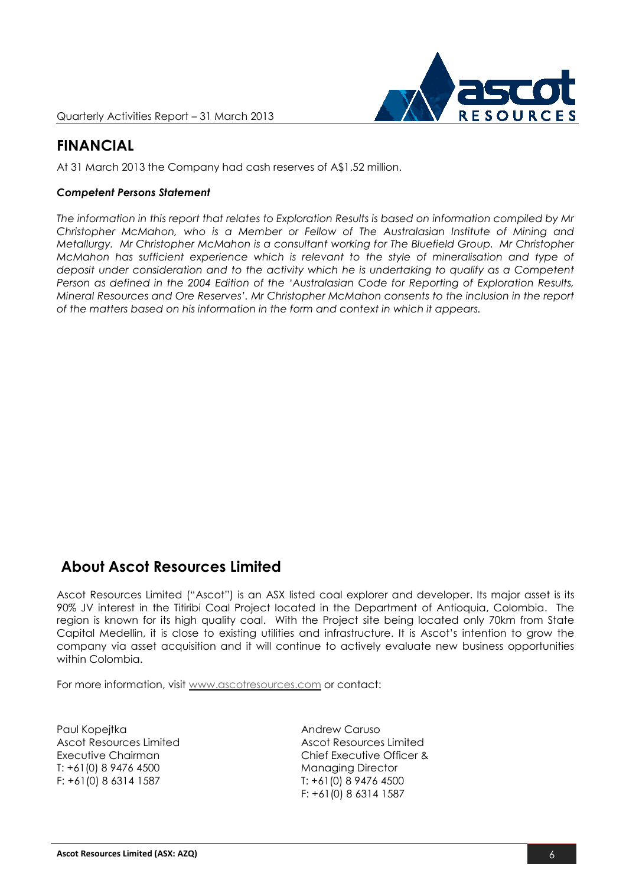## FINANCIAL

At 31 March 2013 the Company had cash reserves of A$1.52 million.

***Competent Persons Statement***

*The information in this report that relates to Exploration Results is based on information compiled by Mr Christopher McMahon, who is a Member or Fellow of The Australasian Institute of Mining and Metallurgy. Mr Christopher McMahon is a consultant working for The Bluefield Group. Mr Christopher McMahon has sufficient experience which is relevant to the style of mineralisation and type of deposit under consideration and to the activity which he is undertaking to qualify as a Competent Person as defined in the 2004 Edition of the 'Australasian Code for Reporting of Exploration Results, Mineral Resources and Ore Reserves'. Mr Christopher McMahon consents to the inclusion in the report of the matters based on his information in the form and context in which it appears.*

## About Ascot Resources Limited

Ascot Resources Limited ("Ascot") is an ASX listed coal explorer and developer. Its major asset is its 90% JV interest in the Titiribi Coal Project located in the Department of Antioquia, Colombia. The region is known for its high quality coal. With the Project site being located only 70km from State Capital Medellin, it is close to existing utilities and infrastructure. It is Ascot's intention to grow the company via asset acquisition and it will continue to actively evaluate new business opportunities within Colombia.

For more information, visit www.ascotresources.com or contact:

Paul Kopejtka
Ascot Resources Limited
Executive Chairman
T: +61(0) 8 9476 4500
F: +61(0) 8 6314 1587

Andrew Caruso
Ascot Resources Limited
Chief Executive Officer &
Managing Director
T: +61(0) 8 9476 4500
F: +61(0) 8 6314 1587